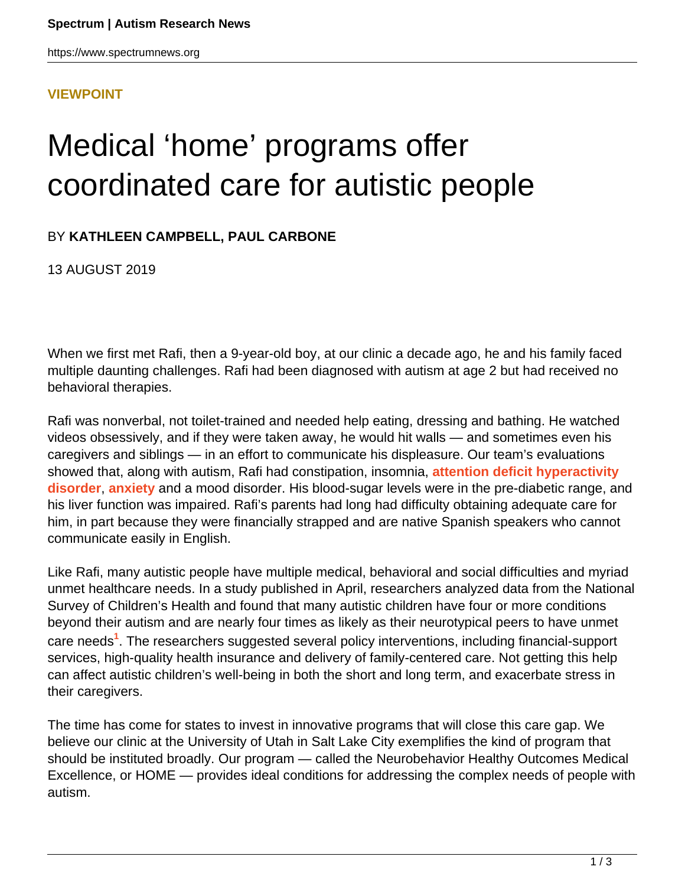**VIEWPOINT**

# Medical 'home' programs offer coordinated care for autistic people

BY **KATHLEEN CAMPBELL, PAUL CARBONE**

13 AUGUST 2019

When we first met Rafi, then a 9-year-old boy, at our clinic a decade ago, he and his family faced multiple daunting challenges. Rafi had been diagnosed with autism at age 2 but had received no behavioral therapies.

Rafi was nonverbal, not toilet-trained and needed help eating, dressing and bathing. He watched videos obsessively, and if they were taken away, he would hit walls — and sometimes even his caregivers and siblings — in an effort to communicate his displeasure. Our team's evaluations showed that, along with autism, Rafi had constipation, insomnia, **attention deficit hyperactivity disorder**, **anxiety** and a mood disorder. His blood-sugar levels were in the pre-diabetic range, and his liver function was impaired. Rafi's parents had long had difficulty obtaining adequate care for him, in part because they were financially strapped and are native Spanish speakers who cannot communicate easily in English.

Like Rafi, many autistic people have multiple medical, behavioral and social difficulties and myriad unmet healthcare needs. In a study published in April, researchers analyzed data from the National Survey of Children's Health and found that many autistic children have four or more conditions beyond their autism and are nearly four times as likely as their neurotypical peers to have unmet care needs[1]. The researchers suggested several policy interventions, including financial-support services, high-quality health insurance and delivery of family-centered care. Not getting this help can affect autistic children's well-being in both the short and long term, and exacerbate stress in their caregivers.

The time has come for states to invest in innovative programs that will close this care gap. We believe our clinic at the University of Utah in Salt Lake City exemplifies the kind of program that should be instituted broadly. Our program — called the Neurobehavior Healthy Outcomes Medical Excellence, or HOME — provides ideal conditions for addressing the complex needs of people with autism.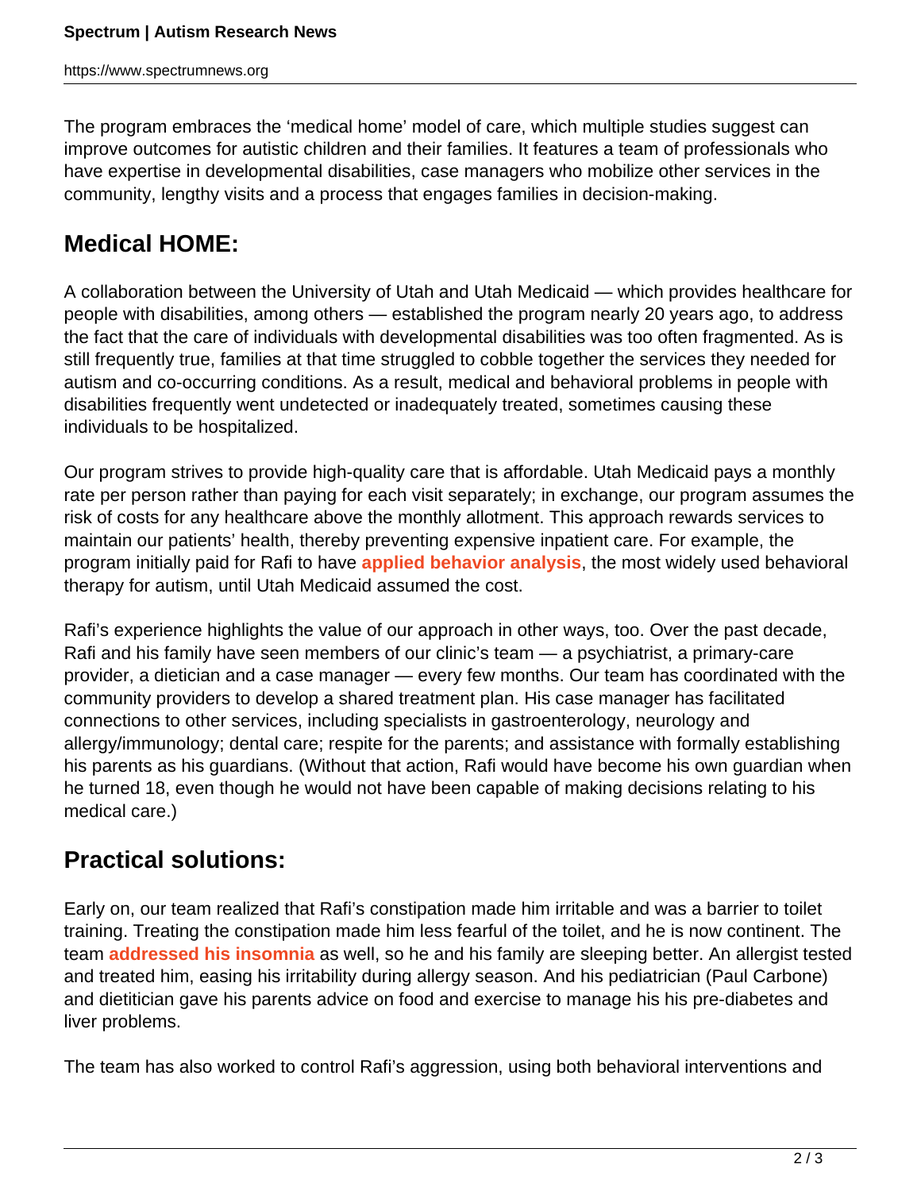The program embraces the 'medical home' model of care, which multiple studies suggest can improve outcomes for autistic children and their families. It features a team of professionals who have expertise in developmental disabilities, case managers who mobilize other services in the community, lengthy visits and a process that engages families in decision-making.

## Medical HOME:

A collaboration between the University of Utah and Utah Medicaid — which provides healthcare for people with disabilities, among others — established the program nearly 20 years ago, to address the fact that the care of individuals with developmental disabilities was too often fragmented. As is still frequently true, families at that time struggled to cobble together the services they needed for autism and co-occurring conditions. As a result, medical and behavioral problems in people with disabilities frequently went undetected or inadequately treated, sometimes causing these individuals to be hospitalized.

Our program strives to provide high-quality care that is affordable. Utah Medicaid pays a monthly rate per person rather than paying for each visit separately; in exchange, our program assumes the risk of costs for any healthcare above the monthly allotment. This approach rewards services to maintain our patients' health, thereby preventing expensive inpatient care. For example, the program initially paid for Rafi to have **applied behavior analysis**, the most widely used behavioral therapy for autism, until Utah Medicaid assumed the cost.

Rafi's experience highlights the value of our approach in other ways, too. Over the past decade, Rafi and his family have seen members of our clinic's team — a psychiatrist, a primary-care provider, a dietician and a case manager — every few months. Our team has coordinated with the community providers to develop a shared treatment plan. His case manager has facilitated connections to other services, including specialists in gastroenterology, neurology and allergy/immunology; dental care; respite for the parents; and assistance with formally establishing his parents as his guardians. (Without that action, Rafi would have become his own guardian when he turned 18, even though he would not have been capable of making decisions relating to his medical care.)

## Practical solutions:

Early on, our team realized that Rafi's constipation made him irritable and was a barrier to toilet training. Treating the constipation made him less fearful of the toilet, and he is now continent. The team **addressed his insomnia** as well, so he and his family are sleeping better. An allergist tested and treated him, easing his irritability during allergy season. And his pediatrician (Paul Carbone) and dietitian gave his parents advice on food and exercise to manage his his pre-diabetes and liver problems.

The team has also worked to control Rafi's aggression, using both behavioral interventions and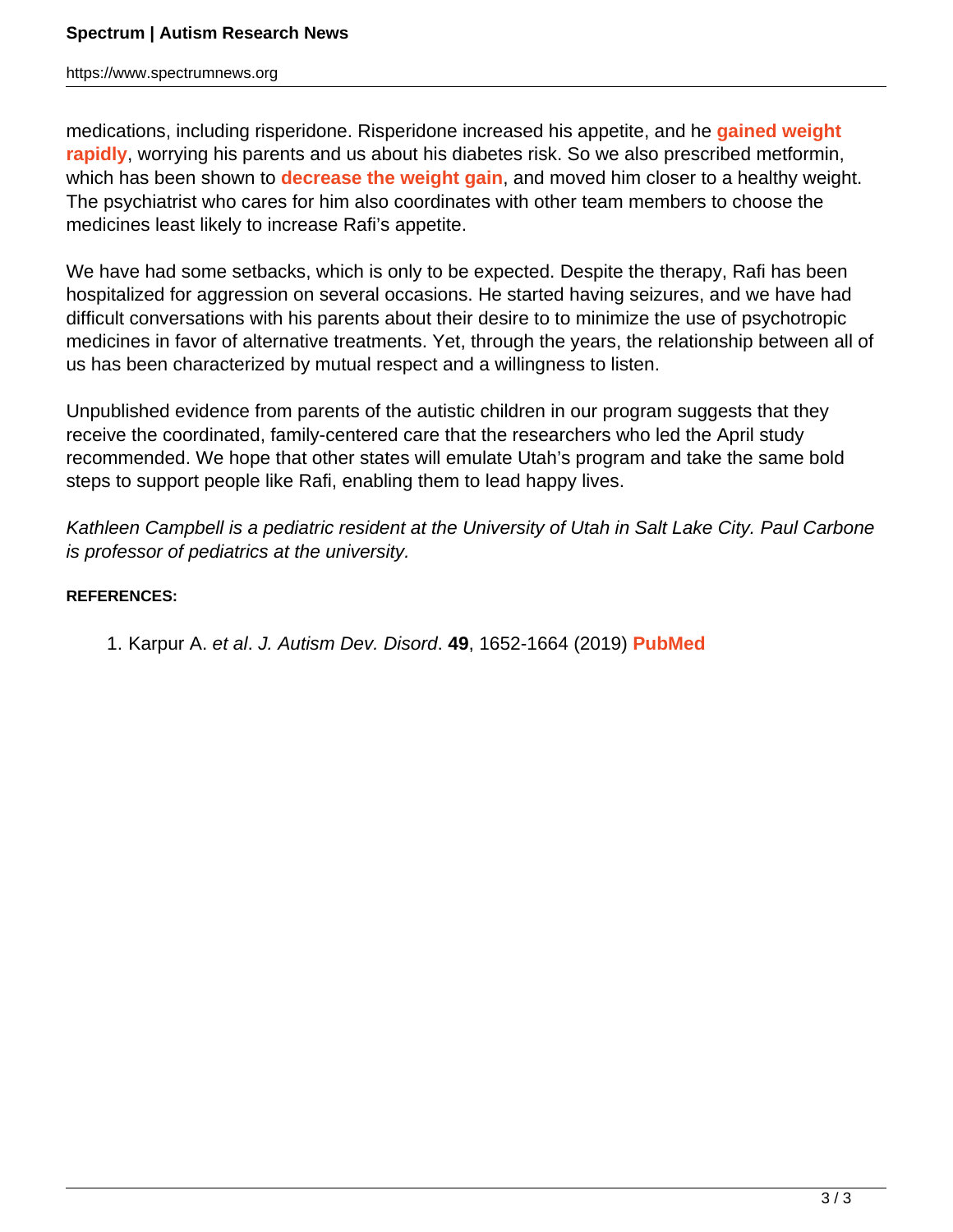medications, including risperidone. Risperidone increased his appetite, and he **gained weight rapidly**, worrying his parents and us about his diabetes risk. So we also prescribed metformin, which has been shown to **decrease the weight gain**, and moved him closer to a healthy weight. The psychiatrist who cares for him also coordinates with other team members to choose the medicines least likely to increase Rafi's appetite.

We have had some setbacks, which is only to be expected. Despite the therapy, Rafi has been hospitalized for aggression on several occasions. He started having seizures, and we have had difficult conversations with his parents about their desire to to minimize the use of psychotropic medicines in favor of alternative treatments. Yet, through the years, the relationship between all of us has been characterized by mutual respect and a willingness to listen.

Unpublished evidence from parents of the autistic children in our program suggests that they receive the coordinated, family-centered care that the researchers who led the April study recommended. We hope that other states will emulate Utah's program and take the same bold steps to support people like Rafi, enabling them to lead happy lives.

*Kathleen Campbell is a pediatric resident at the University of Utah in Salt Lake City. Paul Carbone is professor of pediatrics at the university.*

**REFERENCES:**

1. Karpur A. *et al*. *J. Autism Dev. Disord*. **49**, 1652-1664 (2019) **PubMed**